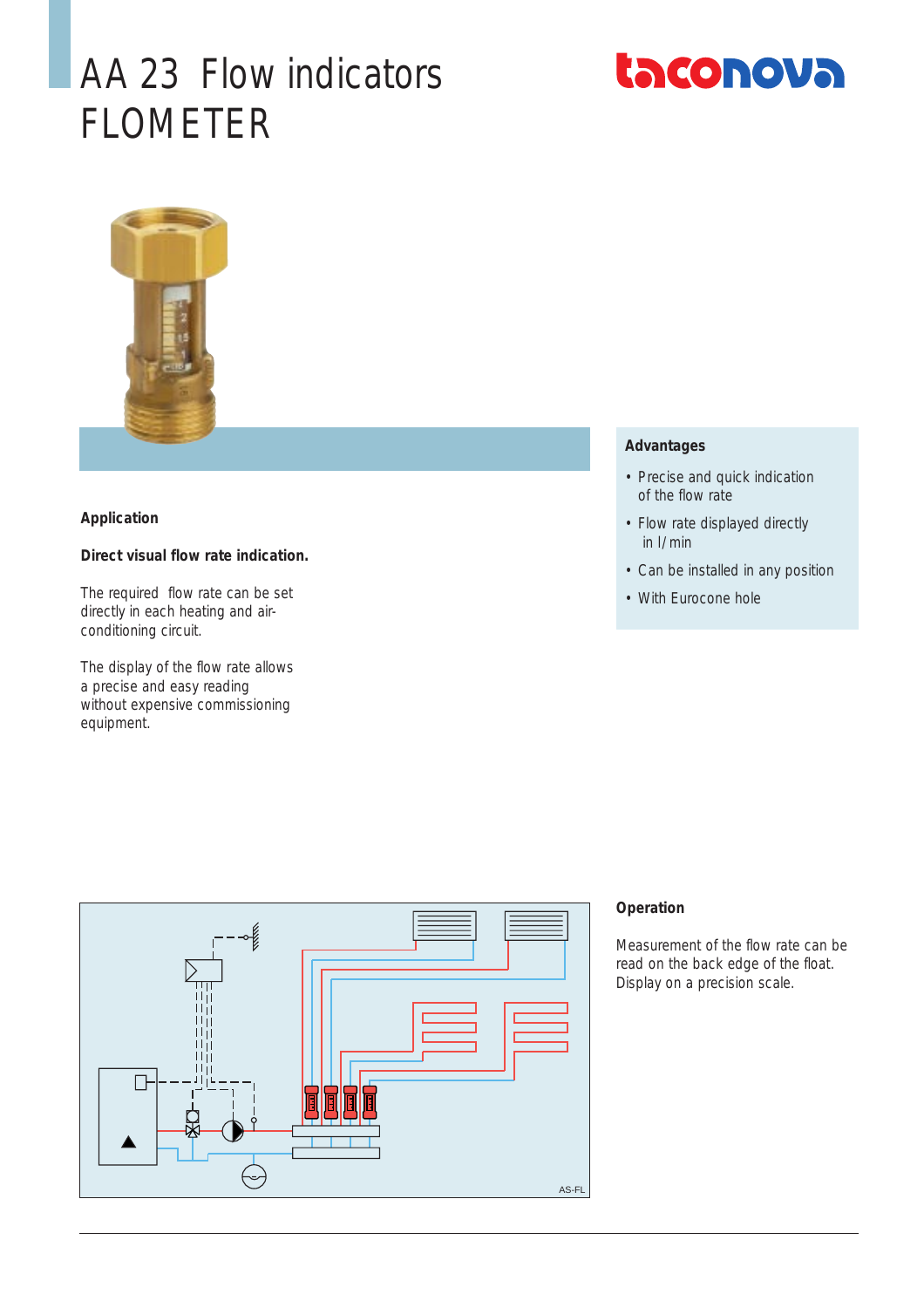# AA 23 Flow indicators FLOMETER

taconova

## Application

**Direct visual flow rate indication.**

The required flow rate can be set directly in each heating and air-conditioning circuit.

The display of the flow rate allows a precise and easy reading without expensive commissioning equipment.

## Advantages

- Precise and quick indication of the flow rate
- Flow rate displayed directly in l/min
- Can be installed in any position
- With Eurocone hole

## Operation

Measurement of the flow rate can be read on the back edge of the float. Display on a precision scale.

AS-FL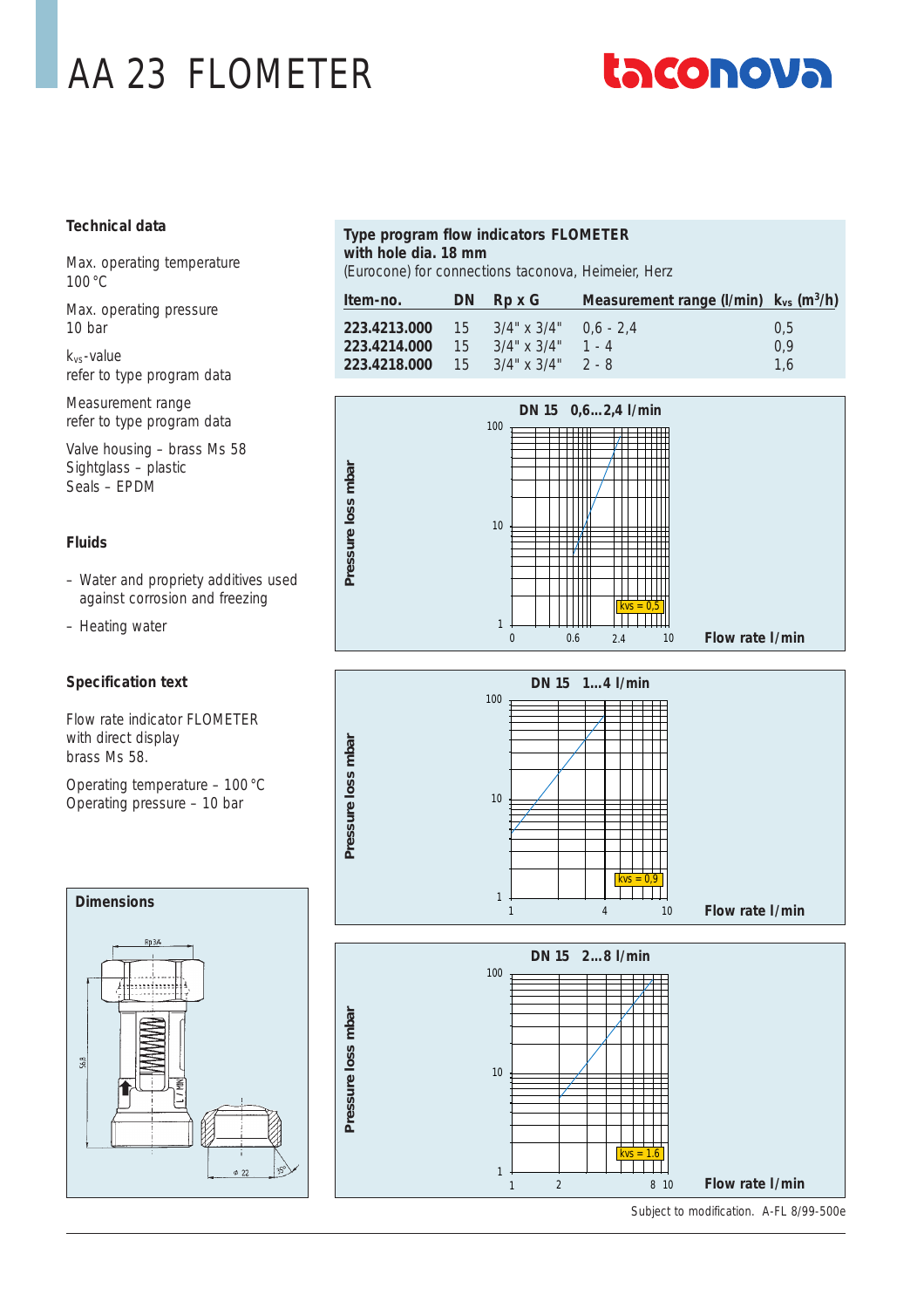# AA 23 FLOMETER

taconova

## Technical data

Max. operating temperature
100 °C

Max. operating pressure
10 bar

$k_{vs}$-value
refer to type program data

Measurement range
refer to type program data

Valve housing – brass Ms 58
Sightglass – plastic
Seals – EPDM

## Fluids

- Water and propriety additives used against corrosion and freezing
- Heating water

## Specification text

Flow rate indicator FLOMETER
with direct display
brass Ms 58.

Operating temperature – 100 °C
Operating pressure – 10 bar

## Dimensions

Rp 3/4
56,8
L / MIN
⌀ 22
35°

## Type program flow indicators FLOMETER with hole dia. 18 mm

(Eurocone) for connections taconova, Heimeier, Herz

| Item-no. | DN | Rp x G | Measurement range (l/min) | $k_{vs}$ ($m^3$/h) |
|---|---|---|---|---|
| **223.4213.000** | 15 | 3/4" x 3/4" | 0,6 - 2,4 | 0,5 |
| **223.4214.000** | 15 | 3/4" x 3/4" | 1 - 4 | 0,9 |
| **223.4218.000** | 15 | 3/4" x 3/4" | 2 - 8 | 1,6 |

**DN 15 0,6...2,4 l/min**

Pressure loss mbar
100
10
1
0
0.6
2.4
10
kvs = 0,5
Flow rate l/min

**DN 15 1...4 l/min**

Pressure loss mbar
100
10
1
1
4
10
kvs = 0,9
Flow rate l/min

**DN 15 2...8 l/min**

Pressure loss mbar
100
10
1
1
2
8
10
kvs = 1.6
Flow rate l/min

Subject to modification. A-FL 8/99-500e